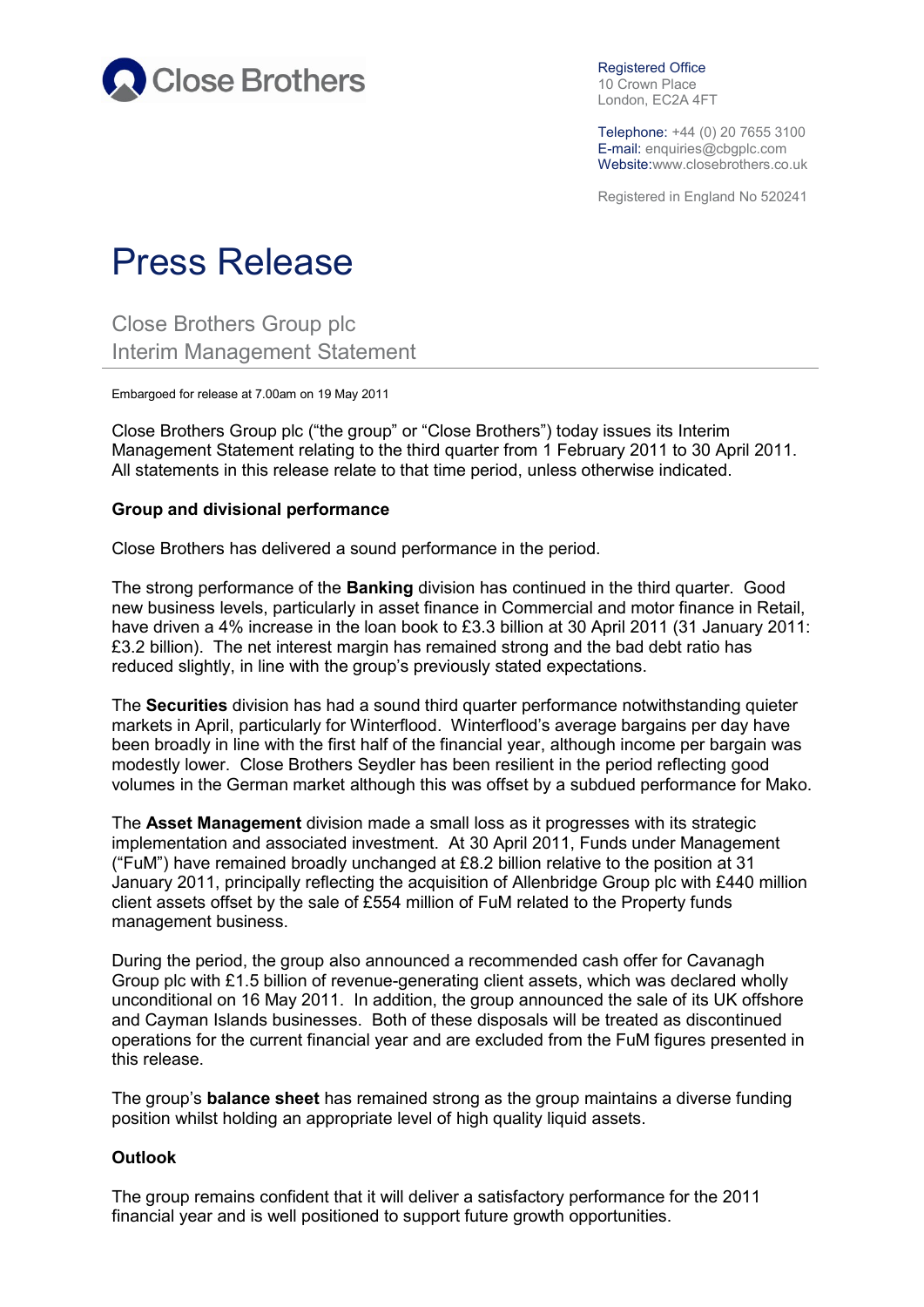Close Brothers

Registered Office
10 Crown Place
London, EC2A 4FT

Telephone: +44 (0) 20 7655 3100
E-mail: enquiries@cbgplc.com
Website:www.closebrothers.co.uk

Registered in England No 520241

# Press Release

## Close Brothers Group plc
## Interim Management Statement

Embargoed for release at 7.00am on 19 May 2011

Close Brothers Group plc ("the group" or "Close Brothers") today issues its Interim Management Statement relating to the third quarter from 1 February 2011 to 30 April 2011. All statements in this release relate to that time period, unless otherwise indicated.

**Group and divisional performance**

Close Brothers has delivered a sound performance in the period.

The strong performance of the **Banking** division has continued in the third quarter. Good new business levels, particularly in asset finance in Commercial and motor finance in Retail, have driven a 4% increase in the loan book to £3.3 billion at 30 April 2011 (31 January 2011: £3.2 billion). The net interest margin has remained strong and the bad debt ratio has reduced slightly, in line with the group's previously stated expectations.

The **Securities** division has had a sound third quarter performance notwithstanding quieter markets in April, particularly for Winterflood. Winterflood's average bargains per day have been broadly in line with the first half of the financial year, although income per bargain was modestly lower. Close Brothers Seydler has been resilient in the period reflecting good volumes in the German market although this was offset by a subdued performance for Mako.

The **Asset Management** division made a small loss as it progresses with its strategic implementation and associated investment. At 30 April 2011, Funds under Management ("FuM") have remained broadly unchanged at £8.2 billion relative to the position at 31 January 2011, principally reflecting the acquisition of Allenbridge Group plc with £440 million client assets offset by the sale of £554 million of FuM related to the Property funds management business.

During the period, the group also announced a recommended cash offer for Cavanagh Group plc with £1.5 billion of revenue-generating client assets, which was declared wholly unconditional on 16 May 2011. In addition, the group announced the sale of its UK offshore and Cayman Islands businesses. Both of these disposals will be treated as discontinued operations for the current financial year and are excluded from the FuM figures presented in this release.

The group's **balance sheet** has remained strong as the group maintains a diverse funding position whilst holding an appropriate level of high quality liquid assets.

**Outlook**

The group remains confident that it will deliver a satisfactory performance for the 2011 financial year and is well positioned to support future growth opportunities.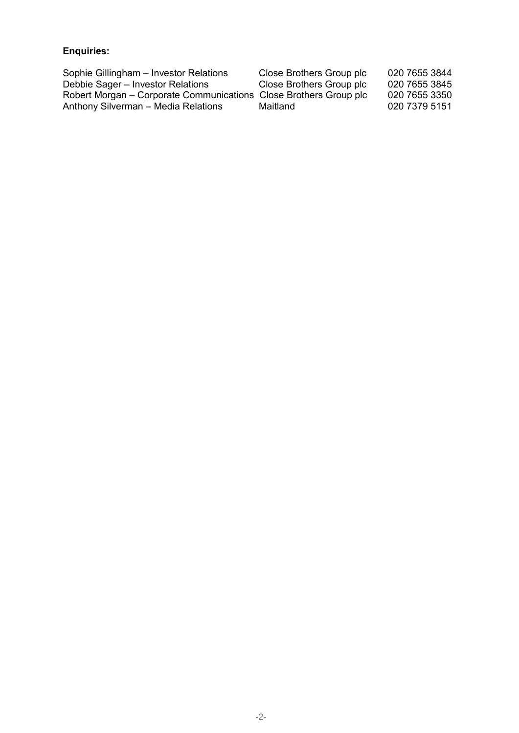**Enquiries:**

| | | |
|---|---|---|
| Sophie Gillingham – Investor Relations | Close Brothers Group plc | 020 7655 3844 |
| Debbie Sager – Investor Relations | Close Brothers Group plc | 020 7655 3845 |
| Robert Morgan – Corporate Communications | Close Brothers Group plc | 020 7655 3350 |
| Anthony Silverman – Media Relations | Maitland | 020 7379 5151 |